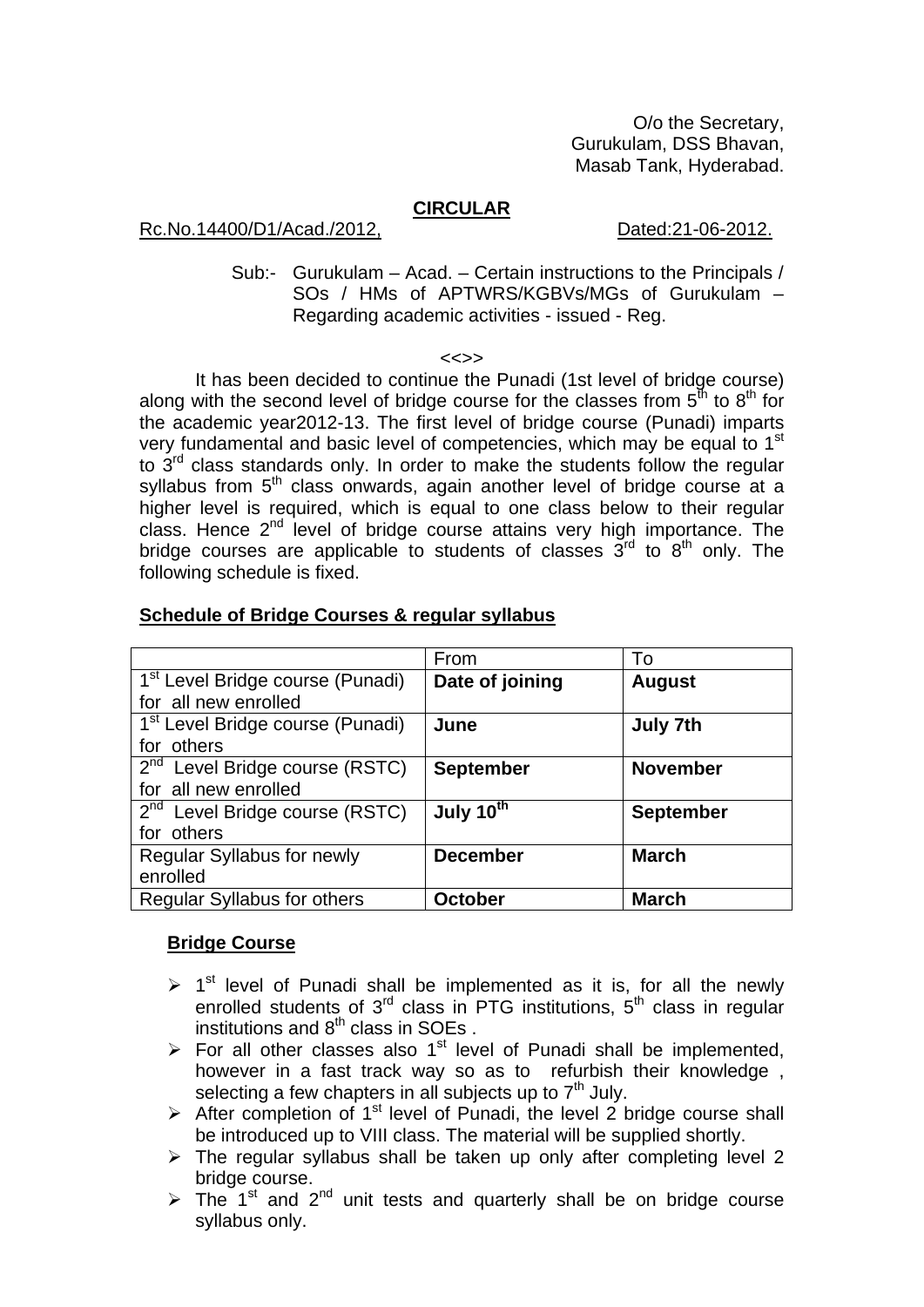O/o the Secretary,
Gurukulam, DSS Bhavan,
Masab Tank, Hyderabad.

**CIRCULAR**

Rc.No.14400/D1/Acad./2012, Dated:21-06-2012.

Sub:- Gurukulam – Acad. – Certain instructions to the Principals / SOs / HMs of APTWRS/KGBVs/MGs of Gurukulam – Regarding academic activities - issued - Reg.

<<>>

It has been decided to continue the Punadi (1st level of bridge course) along with the second level of bridge course for the classes from 5th to 8th for the academic year2012-13. The first level of bridge course (Punadi) imparts very fundamental and basic level of competencies, which may be equal to 1st to 3rd class standards only. In order to make the students follow the regular syllabus from 5th class onwards, again another level of bridge course at a higher level is required, which is equal to one class below to their regular class. Hence 2nd level of bridge course attains very high importance. The bridge courses are applicable to students of classes 3rd to 8th only. The following schedule is fixed.

**Schedule of Bridge Courses & regular syllabus**

| | From | To |
|---|---|---|
| 1st Level Bridge course (Punadi) for all new enrolled | **Date of joining** | **August** |
| 1st Level Bridge course (Punadi) for others | **June** | **July 7th** |
| 2nd Level Bridge course (RSTC) for all new enrolled | **September** | **November** |
| 2nd Level Bridge course (RSTC) for others | **July 10th** | **September** |
| Regular Syllabus for newly enrolled | **December** | **March** |
| Regular Syllabus for others | **October** | **March** |

**Bridge Course**

- 1st level of Punadi shall be implemented as it is, for all the newly enrolled students of 3rd class in PTG institutions, 5th class in regular institutions and 8th class in SOEs .
- For all other classes also 1st level of Punadi shall be implemented, however in a fast track way so as to refurbish their knowledge , selecting a few chapters in all subjects up to 7th July.
- After completion of 1st level of Punadi, the level 2 bridge course shall be introduced up to VIII class. The material will be supplied shortly.
- The regular syllabus shall be taken up only after completing level 2 bridge course.
- The 1st and 2nd unit tests and quarterly shall be on bridge course syllabus only.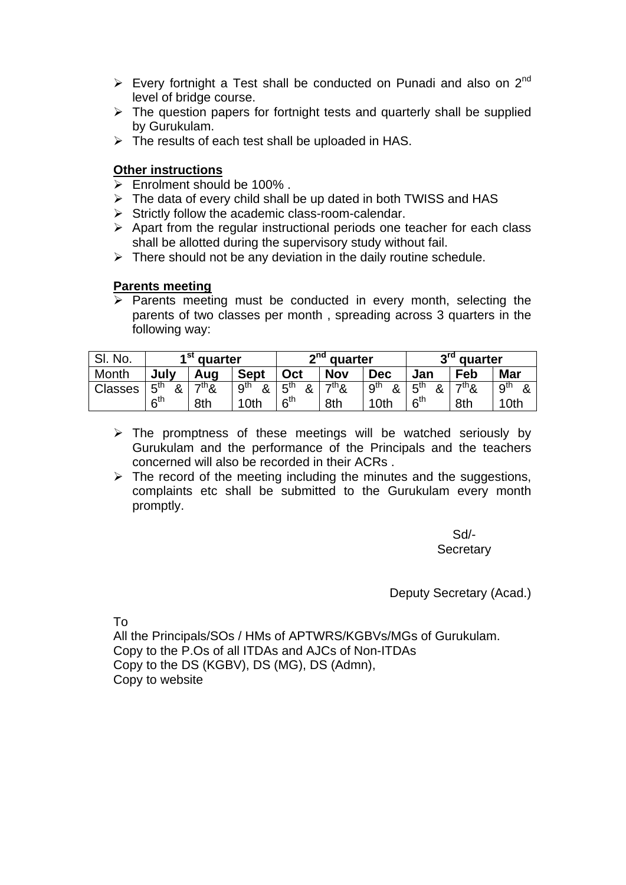- Every fortnight a Test shall be conducted on Punadi and also on 2nd level of bridge course.
- The question papers for fortnight tests and quarterly shall be supplied by Gurukulam.
- The results of each test shall be uploaded in HAS.

**Other instructions**

- Enrolment should be 100% .
- The data of every child shall be up dated in both TWISS and HAS
- Strictly follow the academic class-room-calendar.
- Apart from the regular instructional periods one teacher for each class shall be allotted during the supervisory study without fail.
- There should not be any deviation in the daily routine schedule.

**Parents meeting**

- Parents meeting must be conducted in every month, selecting the parents of two classes per month , spreading across 3 quarters in the following way:

| Sl. No. | 1st quarter | | | 2nd quarter | | | 3rd quarter | | |
|---|---|---|---|---|---|---|---|---|---|
| Month | **July** | **Aug** | **Sept** | **Oct** | **Nov** | **Dec** | **Jan** | **Feb** | **Mar** |
| Classes | 5th & 6th | 7th& 8th | 9th & 10th | 5th & 6th | 7th& 8th | 9th & 10th | 5th & 6th | 7th& 8th | 9th & 10th |

- The promptness of these meetings will be watched seriously by Gurukulam and the performance of the Principals and the teachers concerned will also be recorded in their ACRs .
- The record of the meeting including the minutes and the suggestions, complaints etc shall be submitted to the Gurukulam every month promptly.

Sd/-
Secretary

Deputy Secretary (Acad.)

To
All the Principals/SOs / HMs of APTWRS/KGBVs/MGs of Gurukulam.
Copy to the P.Os of all ITDAs and AJCs of Non-ITDAs
Copy to the DS (KGBV), DS (MG), DS (Admn),
Copy to website